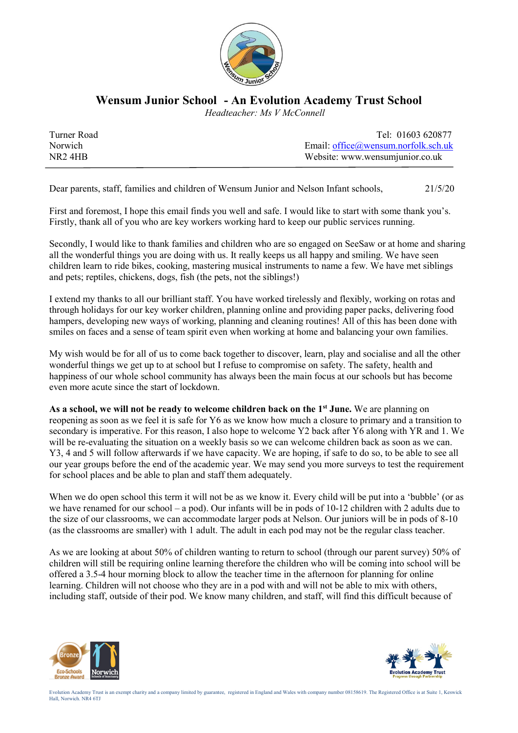# Wensum Junior School - An Evolution Academy Trust School

*Headteacher: Ms V McConnell*

Turner Road
Norwich
NR2 4HB

Tel: 01603 620877
Email: office@wensum.norfolk.sch.uk
Website: www.wensumjunior.co.uk

---

Dear parents, staff, families and children of Wensum Junior and Nelson Infant schools, 21/5/20

First and foremost, I hope this email finds you well and safe. I would like to start with some thank you's. Firstly, thank all of you who are key workers working hard to keep our public services running.

Secondly, I would like to thank families and children who are so engaged on SeeSaw or at home and sharing all the wonderful things you are doing with us. It really keeps us all happy and smiling. We have seen children learn to ride bikes, cooking, mastering musical instruments to name a few. We have met siblings and pets; reptiles, chickens, dogs, fish (the pets, not the siblings!)

I extend my thanks to all our brilliant staff. You have worked tirelessly and flexibly, working on rotas and through holidays for our key worker children, planning online and providing paper packs, delivering food hampers, developing new ways of working, planning and cleaning routines! All of this has been done with smiles on faces and a sense of team spirit even when working at home and balancing your own families.

My wish would be for all of us to come back together to discover, learn, play and socialise and all the other wonderful things we get up to at school but I refuse to compromise on safety. The safety, health and happiness of our whole school community has always been the main focus at our schools but has become even more acute since the start of lockdown.

**As a school, we will not be ready to welcome children back on the 1st June.** We are planning on reopening as soon as we feel it is safe for Y6 as we know how much a closure to primary and a transition to secondary is imperative. For this reason, I also hope to welcome Y2 back after Y6 along with YR and 1. We will be re-evaluating the situation on a weekly basis so we can welcome children back as soon as we can. Y3, 4 and 5 will follow afterwards if we have capacity. We are hoping, if safe to do so, to be able to see all our year groups before the end of the academic year. We may send you more surveys to test the requirement for school places and be able to plan and staff them adequately.

When we do open school this term it will not be as we know it. Every child will be put into a 'bubble' (or as we have renamed for our school – a pod). Our infants will be in pods of 10-12 children with 2 adults due to the size of our classrooms, we can accommodate larger pods at Nelson. Our juniors will be in pods of 8-10 (as the classrooms are smaller) with 1 adult. The adult in each pod may not be the regular class teacher.

As we are looking at about 50% of children wanting to return to school (through our parent survey) 50% of children will still be requiring online learning therefore the children who will be coming into school will be offered a 3.5-4 hour morning block to allow the teacher time in the afternoon for planning for online learning. Children will not choose who they are in a pod with and will not be able to mix with others, including staff, outside of their pod. We know many children, and staff, will find this difficult because of

Evolution Academy Trust is an exempt charity and a company limited by guarantee, registered in England and Wales with company number 08158619. The Registered Office is at Suite 1, Keswick Hall, Norwich. NR4 6TJ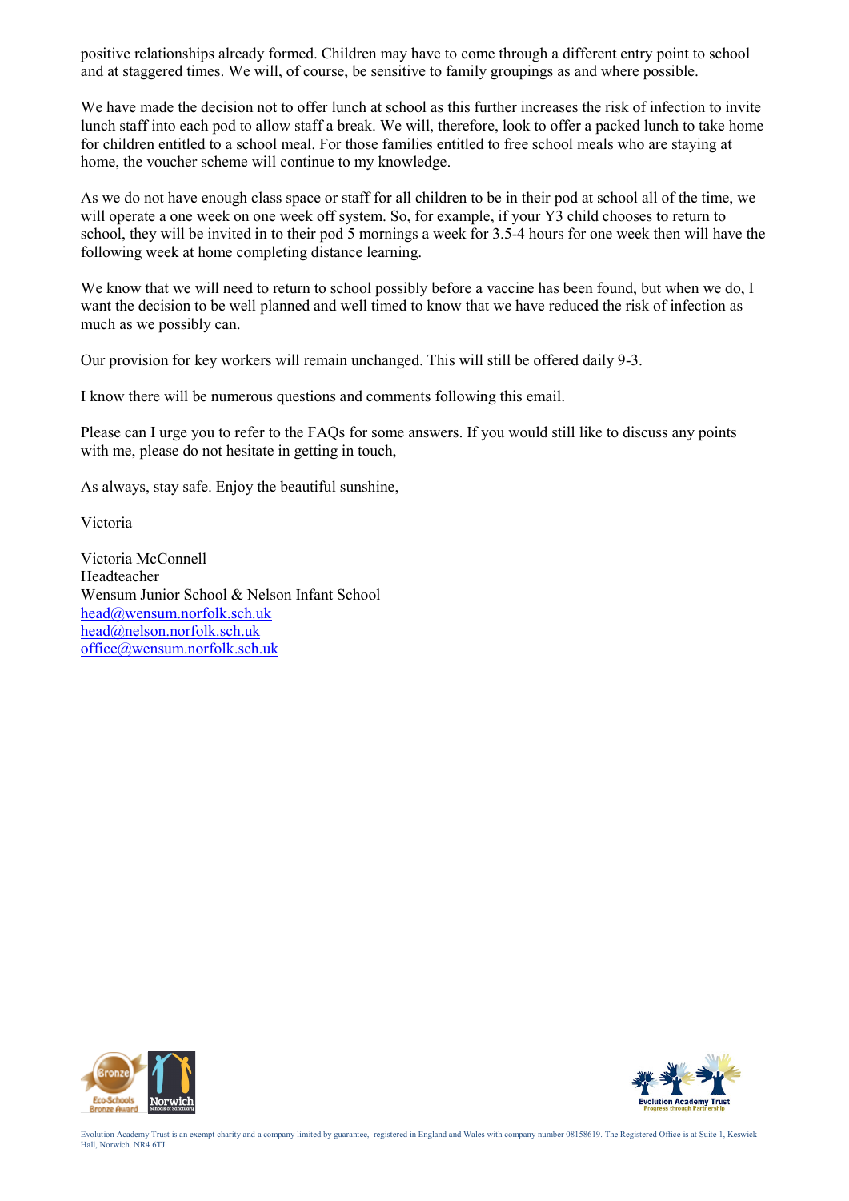positive relationships already formed. Children may have to come through a different entry point to school and at staggered times. We will, of course, be sensitive to family groupings as and where possible.

We have made the decision not to offer lunch at school as this further increases the risk of infection to invite lunch staff into each pod to allow staff a break. We will, therefore, look to offer a packed lunch to take home for children entitled to a school meal. For those families entitled to free school meals who are staying at home, the voucher scheme will continue to my knowledge.

As we do not have enough class space or staff for all children to be in their pod at school all of the time, we will operate a one week on one week off system. So, for example, if your Y3 child chooses to return to school, they will be invited in to their pod 5 mornings a week for 3.5-4 hours for one week then will have the following week at home completing distance learning.

We know that we will need to return to school possibly before a vaccine has been found, but when we do, I want the decision to be well planned and well timed to know that we have reduced the risk of infection as much as we possibly can.

Our provision for key workers will remain unchanged. This will still be offered daily 9-3.

I know there will be numerous questions and comments following this email.

Please can I urge you to refer to the FAQs for some answers. If you would still like to discuss any points with me, please do not hesitate in getting in touch,

As always, stay safe. Enjoy the beautiful sunshine,

Victoria

Victoria McConnell
Headteacher
Wensum Junior School & Nelson Infant School
head@wensum.norfolk.sch.uk
head@nelson.norfolk.sch.uk
office@wensum.norfolk.sch.uk

Evolution Academy Trust is an exempt charity and a company limited by guarantee, registered in England and Wales with company number 08158619. The Registered Office is at Suite 1, Keswick Hall, Norwich. NR4 6TJ